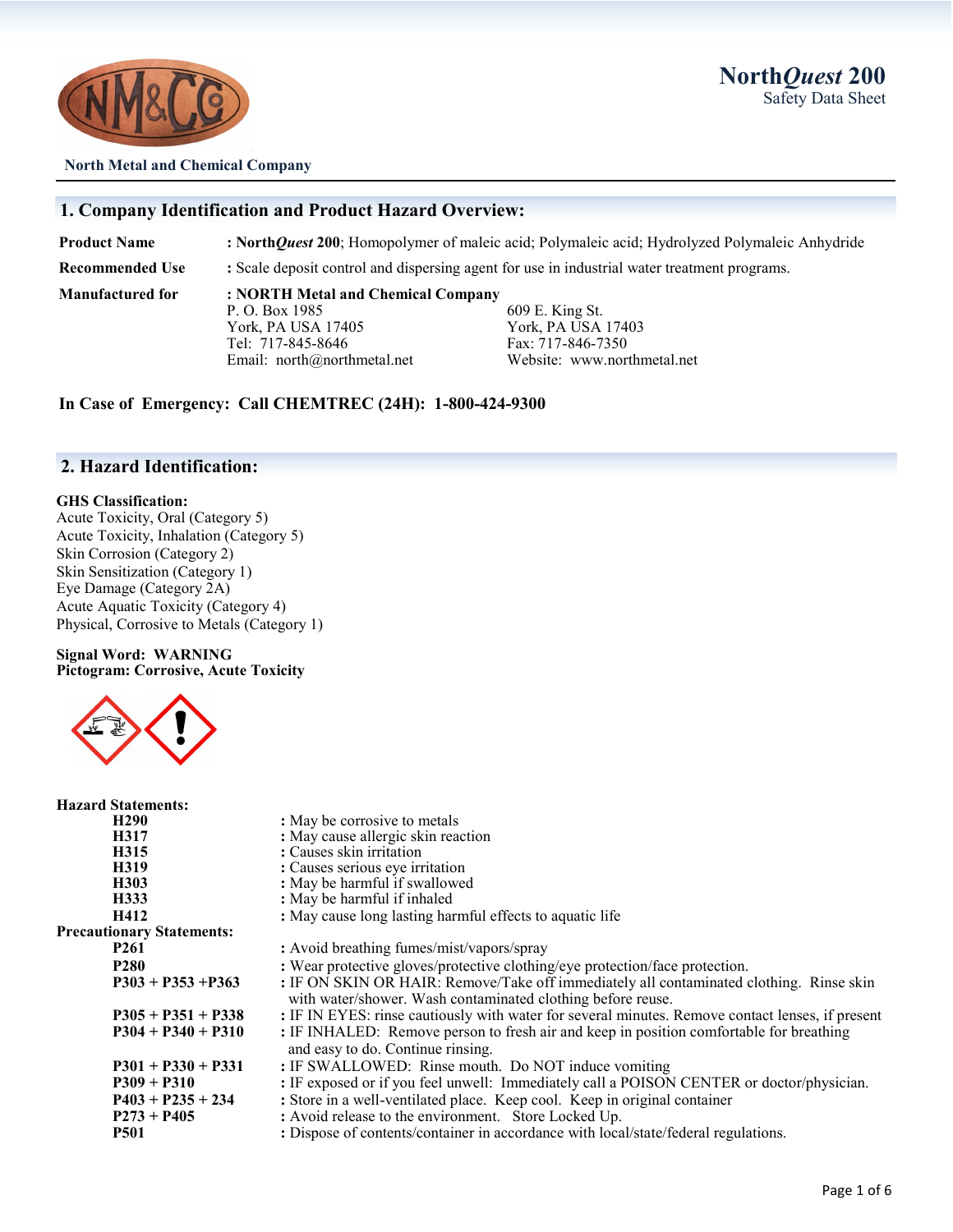# North*Quest* 200
Safety Data Sheet

**North Metal and Chemical Company**

## 1. Company Identification and Product Hazard Overview:

**Product Name** : **North*Quest* 200**; Homopolymer of maleic acid; Polymaleic acid; Hydrolyzed Polymaleic Anhydride

**Recommended Use** : Scale deposit control and dispersing agent for use in industrial water treatment programs.

**Manufactured for** : **NORTH Metal and Chemical Company**

P. O. Box 1985
York, PA USA 17405
Tel: 717-845-8646
Email: north@northmetal.net

609 E. King St.
York, PA USA 17403
Fax: 717-846-7350
Website: www.northmetal.net

**In Case of Emergency: Call CHEMTREC (24H): 1-800-424-9300**

## 2. Hazard Identification:

**GHS Classification:**
Acute Toxicity, Oral (Category 5)
Acute Toxicity, Inhalation (Category 5)
Skin Corrosion (Category 2)
Skin Sensitization (Category 1)
Eye Damage (Category 2A)
Acute Aquatic Toxicity (Category 4)
Physical, Corrosive to Metals (Category 1)

**Signal Word: WARNING**
**Pictogram: Corrosive, Acute Toxicity**

**Hazard Statements:**

| | |
|---|---|
| **H290** | : May be corrosive to metals |
| **H317** | : May cause allergic skin reaction |
| **H315** | : Causes skin irritation |
| **H319** | : Causes serious eye irritation |
| **H303** | : May be harmful if swallowed |
| **H333** | : May be harmful if inhaled |
| **H412** | : May cause long lasting harmful effects to aquatic life |

**Precautionary Statements:**

| | |
|---|---|
| **P261** | : Avoid breathing fumes/mist/vapors/spray |
| **P280** | : Wear protective gloves/protective clothing/eye protection/face protection. |
| **P303 + P353 +P363** | : IF ON SKIN OR HAIR: Remove/Take off immediately all contaminated clothing. Rinse skin with water/shower. Wash contaminated clothing before reuse. |
| **P305 + P351 + P338** | : IF IN EYES: rinse cautiously with water for several minutes. Remove contact lenses, if present |
| **P304 + P340 + P310** | : IF INHALED: Remove person to fresh air and keep in position comfortable for breathing and easy to do. Continue rinsing. |
| **P301 + P330 + P331** | : IF SWALLOWED: Rinse mouth. Do NOT induce vomiting |
| **P309 + P310** | : IF exposed or if you feel unwell: Immediately call a POISON CENTER or doctor/physician. |
| **P403 + P235 + 234** | : Store in a well-ventilated place. Keep cool. Keep in original container |
| **P273 + P405** | : Avoid release to the environment. Store Locked Up. |
| **P501** | : Dispose of contents/container in accordance with local/state/federal regulations. |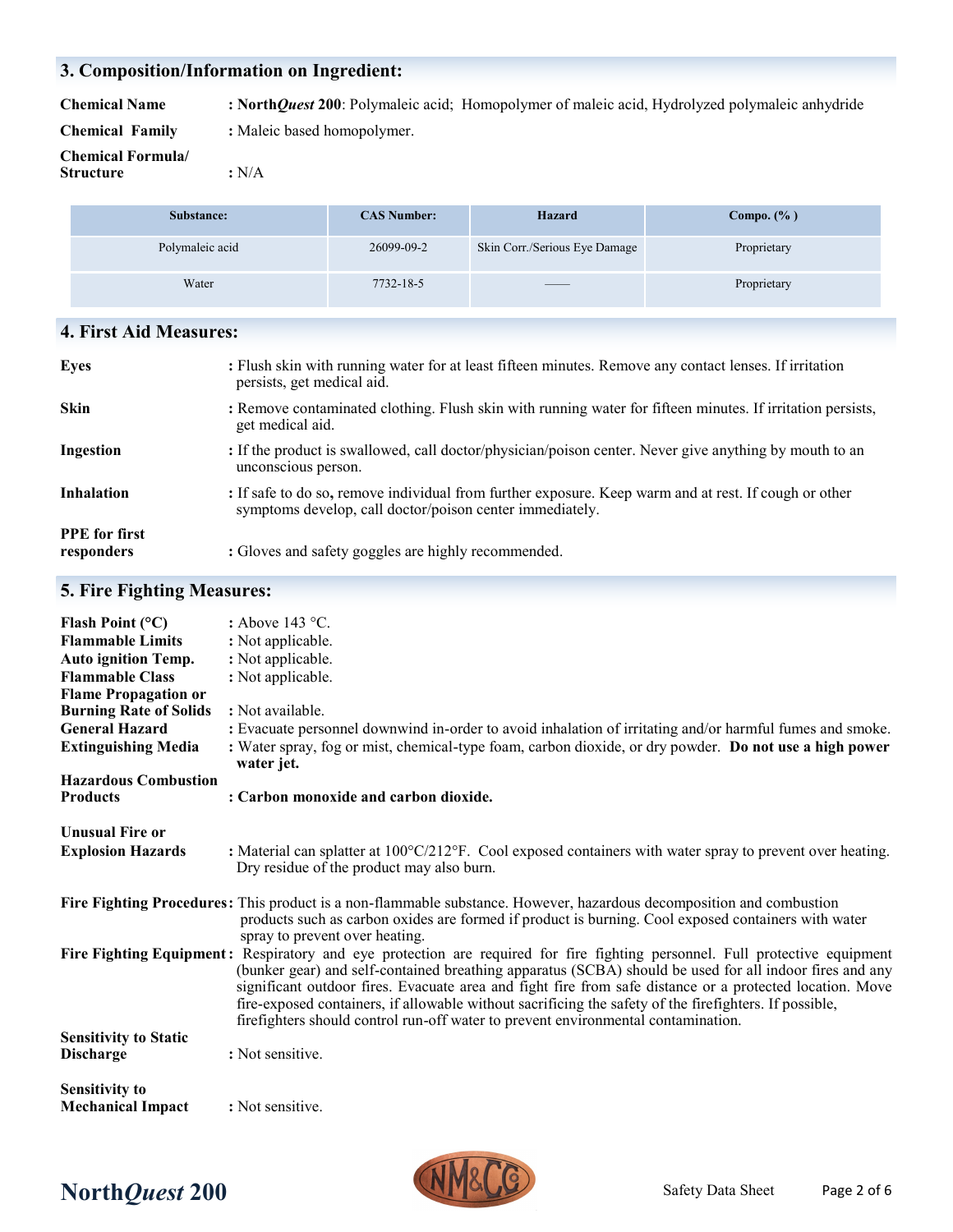## 3. Composition/Information on Ingredient:

**Chemical Name** : **North*Quest* 200**: Polymaleic acid; Homopolymer of maleic acid, Hydrolyzed polymaleic anhydride

**Chemical Family** : Maleic based homopolymer.

**Chemical Formula/ Structure** : N/A

| Substance: | CAS Number: | Hazard | Compo. (%) |
|---|---|---|---|
| Polymaleic acid | 26099-09-2 | Skin Corr./Serious Eye Damage | Proprietary |
| Water | 7732-18-5 | —— | Proprietary |

## 4. First Aid Measures:

**Eyes** : Flush skin with running water for at least fifteen minutes. Remove any contact lenses. If irritation persists, get medical aid.

**Skin** : Remove contaminated clothing. Flush skin with running water for fifteen minutes. If irritation persists, get medical aid.

**Ingestion** : If the product is swallowed, call doctor/physician/poison center. Never give anything by mouth to an unconscious person.

**Inhalation** : If safe to do so, remove individual from further exposure. Keep warm and at rest. If cough or other symptoms develop, call doctor/poison center immediately.

**PPE for first responders** : Gloves and safety goggles are highly recommended.

## 5. Fire Fighting Measures:

**Flash Point (°C)** : Above 143 °C.

**Flammable Limits** : Not applicable.

**Auto ignition Temp.** : Not applicable.

**Flammable Class** : Not applicable.

**Flame Propagation or Burning Rate of Solids** : Not available.

**General Hazard** : Evacuate personnel downwind in-order to avoid inhalation of irritating and/or harmful fumes and smoke.

**Extinguishing Media** : Water spray, fog or mist, chemical-type foam, carbon dioxide, or dry powder. **Do not use a high power water jet.**

**Hazardous Combustion Products** : **Carbon monoxide and carbon dioxide.**

**Unusual Fire or Explosion Hazards** : Material can splatter at 100°C/212°F. Cool exposed containers with water spray to prevent over heating. Dry residue of the product may also burn.

**Fire Fighting Procedures**: This product is a non-flammable substance. However, hazardous decomposition and combustion products such as carbon oxides are formed if product is burning. Cool exposed containers with water spray to prevent over heating.

**Fire Fighting Equipment**: Respiratory and eye protection are required for fire fighting personnel. Full protective equipment (bunker gear) and self-contained breathing apparatus (SCBA) should be used for all indoor fires and any significant outdoor fires. Evacuate area and fight fire from safe distance or a protected location. Move fire-exposed containers, if allowable without sacrificing the safety of the firefighters. If possible, firefighters should control run-off water to prevent environmental contamination.

**Sensitivity to Static Discharge** : Not sensitive.

**Sensitivity to Mechanical Impact** : Not sensitive.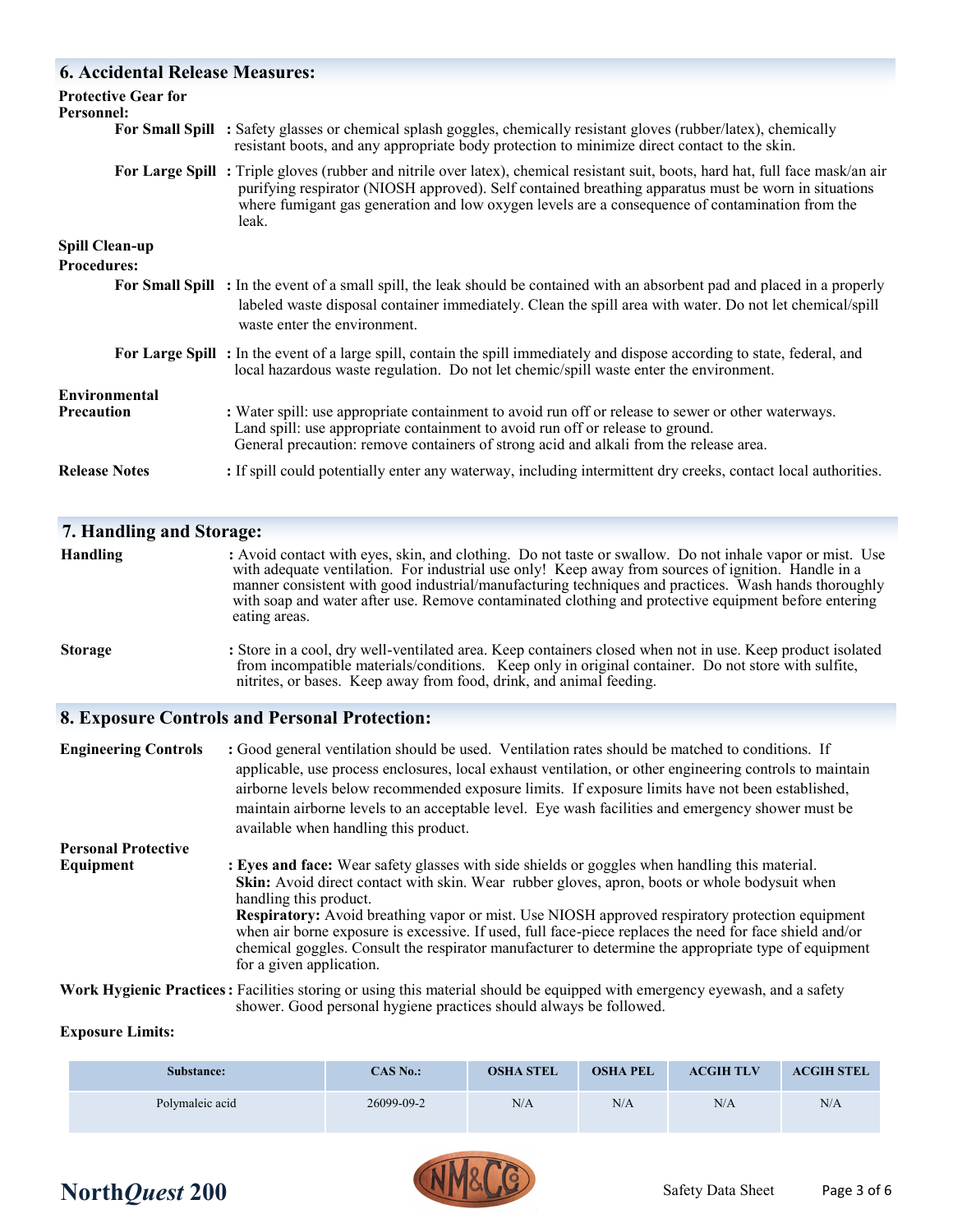## 6. Accidental Release Measures:

**Protective Gear for Personnel:**

**For Small Spill** : Safety glasses or chemical splash goggles, chemically resistant gloves (rubber/latex), chemically resistant boots, and any appropriate body protection to minimize direct contact to the skin.

**For Large Spill** : Triple gloves (rubber and nitrile over latex), chemical resistant suit, boots, hard hat, full face mask/an air purifying respirator (NIOSH approved). Self contained breathing apparatus must be worn in situations where fumigant gas generation and low oxygen levels are a consequence of contamination from the leak.

**Spill Clean-up Procedures:**

**For Small Spill** : In the event of a small spill, the leak should be contained with an absorbent pad and placed in a properly labeled waste disposal container immediately. Clean the spill area with water. Do not let chemical/spill waste enter the environment.

**For Large Spill** : In the event of a large spill, contain the spill immediately and dispose according to state, federal, and local hazardous waste regulation. Do not let chemic/spill waste enter the environment.

**Environmental Precaution** : Water spill: use appropriate containment to avoid run off or release to sewer or other waterways.
Land spill: use appropriate containment to avoid run off or release to ground.
General precaution: remove containers of strong acid and alkali from the release area.

**Release Notes** : If spill could potentially enter any waterway, including intermittent dry creeks, contact local authorities.

## 7. Handling and Storage:

**Handling** : Avoid contact with eyes, skin, and clothing. Do not taste or swallow. Do not inhale vapor or mist. Use with adequate ventilation. For industrial use only! Keep away from sources of ignition. Handle in a manner consistent with good industrial/manufacturing techniques and practices. Wash hands thoroughly with soap and water after use. Remove contaminated clothing and protective equipment before entering eating areas.

**Storage** : Store in a cool, dry well-ventilated area. Keep containers closed when not in use. Keep product isolated from incompatible materials/conditions. Keep only in original container. Do not store with sulfite, nitrites, or bases. Keep away from food, drink, and animal feeding.

## 8. Exposure Controls and Personal Protection:

**Engineering Controls** : Good general ventilation should be used. Ventilation rates should be matched to conditions. If applicable, use process enclosures, local exhaust ventilation, or other engineering controls to maintain airborne levels below recommended exposure limits. If exposure limits have not been established, maintain airborne levels to an acceptable level. Eye wash facilities and emergency shower must be available when handling this product.

**Personal Protective Equipment** : **Eyes and face:** Wear safety glasses with side shields or goggles when handling this material.
**Skin:** Avoid direct contact with skin. Wear rubber gloves, apron, boots or whole bodysuit when handling this product.
**Respiratory:** Avoid breathing vapor or mist. Use NIOSH approved respiratory protection equipment when air borne exposure is excessive. If used, full face-piece replaces the need for face shield and/or chemical goggles. Consult the respirator manufacturer to determine the appropriate type of equipment for a given application.

**Work Hygienic Practices** : Facilities storing or using this material should be equipped with emergency eyewash, and a safety shower. Good personal hygiene practices should always be followed.

**Exposure Limits:**

| Substance: | CAS No.: | OSHA STEL | OSHA PEL | ACGIH TLV | ACGIH STEL |
|---|---|---|---|---|---|
| Polymaleic acid | 26099-09-2 | N/A | N/A | N/A | N/A |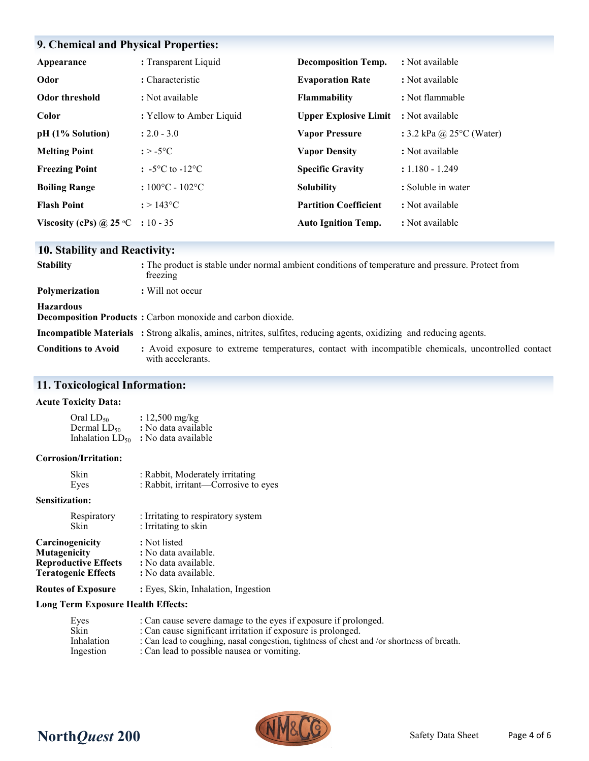## 9. Chemical and Physical Properties:

| | | | |
|---|---|---|---|
| **Appearance** | : Transparent Liquid | **Decomposition Temp.** | : Not available |
| **Odor** | : Characteristic | **Evaporation Rate** | : Not available |
| **Odor threshold** | : Not available | **Flammability** | : Not flammable |
| **Color** | : Yellow to Amber Liquid | **Upper Explosive Limit** | : Not available |
| **pH (1% Solution)** | : 2.0 - 3.0 | **Vapor Pressure** | : 3.2 kPa @ 25°C (Water) |
| **Melting Point** | : > -5°C | **Vapor Density** | : Not available |
| **Freezing Point** | : -5°C to -12°C | **Specific Gravity** | : 1.180 - 1.249 |
| **Boiling Range** | : 100°C - 102°C | **Solubility** | : Soluble in water |
| **Flash Point** | : > 143°C | **Partition Coefficient** | : Not available |
| **Viscosity (cPs) @ 25 °C** | : 10 - 35 | **Auto Ignition Temp.** | : Not available |

## 10. Stability and Reactivity:

**Stability** : The product is stable under normal ambient conditions of temperature and pressure. Protect from freezing

**Polymerization** : Will not occur

**Hazardous Decomposition Products** : Carbon monoxide and carbon dioxide.

**Incompatible Materials** : Strong alkalis, amines, nitrites, sulfites, reducing agents, oxidizing and reducing agents.

**Conditions to Avoid** : Avoid exposure to extreme temperatures, contact with incompatible chemicals, uncontrolled contact with accelerants.

## 11. Toxicological Information:

**Acute Toxicity Data:**

Oral $LD_{50}$ : 12,500 mg/kg
Dermal $LD_{50}$ : No data available
Inhalation $LD_{50}$ : No data available

**Corrosion/Irritation:**

Skin : Rabbit, Moderately irritating
Eyes : Rabbit, irritant—Corrosive to eyes

**Sensitization:**

Respiratory : Irritating to respiratory system
Skin : Irritating to skin

**Carcinogenicity** : Not listed
**Mutagenicity** : No data available.
**Reproductive Effects** : No data available.
**Teratogenic Effects** : No data available.

**Routes of Exposure** : Eyes, Skin, Inhalation, Ingestion

**Long Term Exposure Health Effects:**

Eyes : Can cause severe damage to the eyes if exposure if prolonged.
Skin : Can cause significant irritation if exposure is prolonged.
Inhalation : Can lead to coughing, nasal congestion, tightness of chest and /or shortness of breath.
Ingestion : Can lead to possible nausea or vomiting.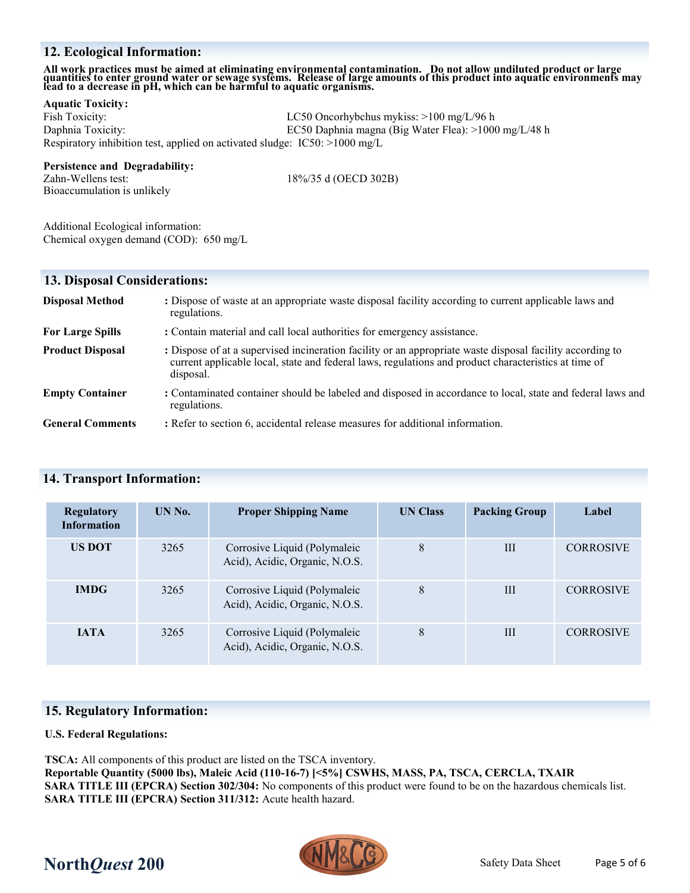## 12. Ecological Information:

**All work practices must be aimed at eliminating environmental contamination. Do not allow undiluted product or large quantities to enter ground water or sewage systems. Release of large amounts of this product into aquatic environments may lead to a decrease in pH, which can be harmful to aquatic organisms.**

**Aquatic Toxicity:**

Fish Toxicity: LC50 Oncorhybchus mykiss: >100 mg/L/96 h
Daphnia Toxicity: EC50 Daphnia magna (Big Water Flea): >1000 mg/L/48 h
Respiratory inhibition test, applied on activated sludge: IC50: >1000 mg/L

**Persistence and Degradability:**

Zahn-Wellens test: 18%/35 d (OECD 302B)
Bioaccumulation is unlikely

Additional Ecological information:
Chemical oxygen demand (COD): 650 mg/L

## 13. Disposal Considerations:

**Disposal Method** : Dispose of waste at an appropriate waste disposal facility according to current applicable laws and regulations.

**For Large Spills** : Contain material and call local authorities for emergency assistance.

**Product Disposal** : Dispose of at a supervised incineration facility or an appropriate waste disposal facility according to current applicable local, state and federal laws, regulations and product characteristics at time of disposal.

**Empty Container** : Contaminated container should be labeled and disposed in accordance to local, state and federal laws and regulations.

**General Comments** : Refer to section 6, accidental release measures for additional information.

## 14. Transport Information:

| Regulatory Information | UN No. | Proper Shipping Name | UN Class | Packing Group | Label |
|---|---|---|---|---|---|
| **US DOT** | 3265 | Corrosive Liquid (Polymaleic Acid), Acidic, Organic, N.O.S. | 8 | III | CORROSIVE |
| **IMDG** | 3265 | Corrosive Liquid (Polymaleic Acid), Acidic, Organic, N.O.S. | 8 | III | CORROSIVE |
| **IATA** | 3265 | Corrosive Liquid (Polymaleic Acid), Acidic, Organic, N.O.S. | 8 | III | CORROSIVE |

## 15. Regulatory Information:

**U.S. Federal Regulations:**

**TSCA:** All components of this product are listed on the TSCA inventory.
**Reportable Quantity (5000 lbs), Maleic Acid (110-16-7) [<5%] CSWHS, MASS, PA, TSCA, CERCLA, TXAIR**
**SARA TITLE III (EPCRA) Section 302/304:** No components of this product were found to be on the hazardous chemicals list.
**SARA TITLE III (EPCRA) Section 311/312:** Acute health hazard.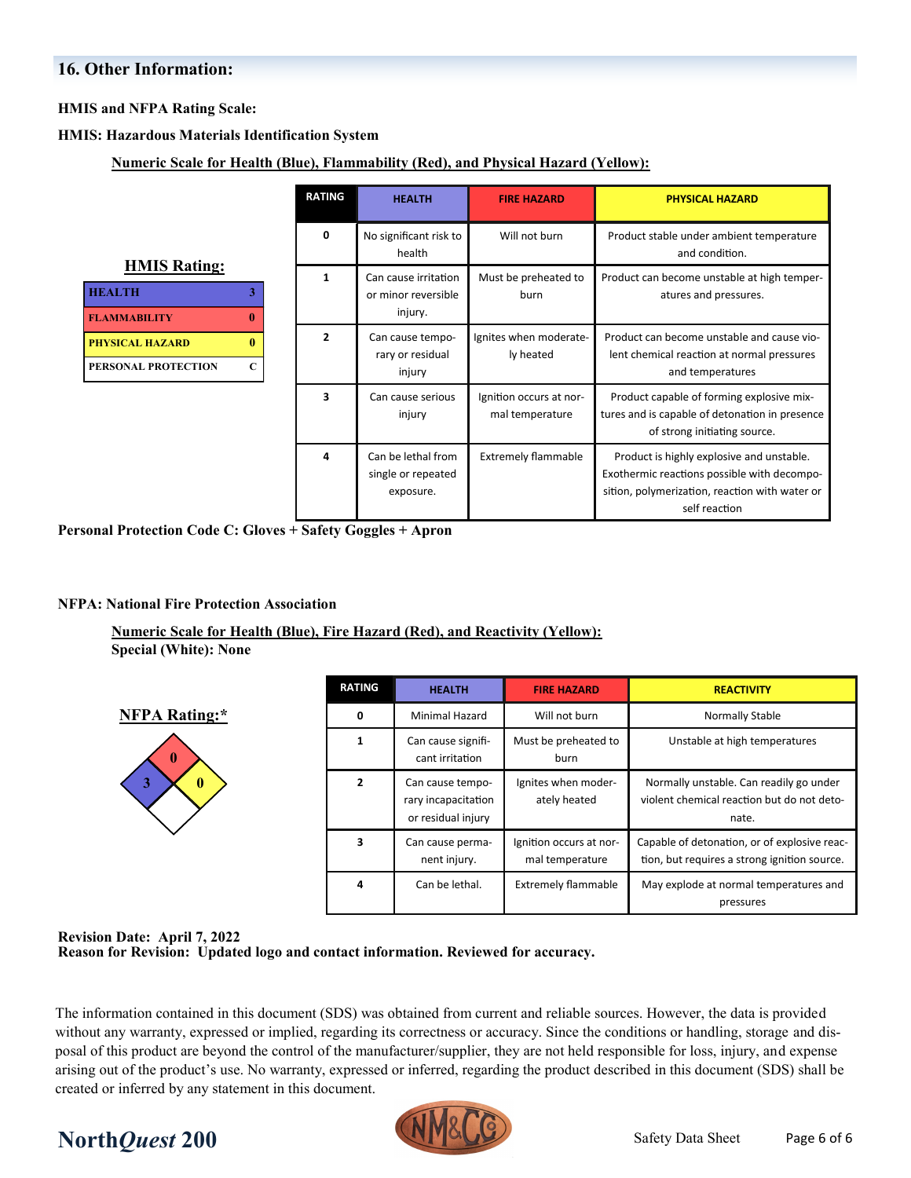## 16. Other Information:

**HMIS and NFPA Rating Scale:**

**HMIS: Hazardous Materials Identification System**

**Numeric Scale for Health (Blue), Flammability (Red), and Physical Hazard (Yellow):**

**HMIS Rating:**

| | |
|---|---|
| HEALTH | 3 |
| FLAMMABILITY | 0 |
| PHYSICAL HAZARD | 0 |
| PERSONAL PROTECTION | C |

| RATING | HEALTH | FIRE HAZARD | PHYSICAL HAZARD |
|---|---|---|---|
| 0 | No significant risk to health | Will not burn | Product stable under ambient temperature and condition. |
| 1 | Can cause irritation or minor reversible injury. | Must be preheated to burn | Product can become unstable at high temperatures and pressures. |
| 2 | Can cause temporary or residual injury | Ignites when moderately heated | Product can become unstable and cause violent chemical reaction at normal pressures and temperatures |
| 3 | Can cause serious injury | Ignition occurs at normal temperature | Product capable of forming explosive mixtures and is capable of detonation in presence of strong initiating source. |
| 4 | Can be lethal from single or repeated exposure. | Extremely flammable | Product is highly explosive and unstable. Exothermic reactions possible with decomposition, polymerization, reaction with water or self reaction |

**Personal Protection Code C: Gloves + Safety Goggles + Apron**

**NFPA: National Fire Protection Association**

**Numeric Scale for Health (Blue), Fire Hazard (Red), and Reactivity (Yellow):**
**Special (White): None**

**NFPA Rating:***

Health: 3
Fire: 0
Reactivity: 0

| RATING | HEALTH | FIRE HAZARD | REACTIVITY |
|---|---|---|---|
| 0 | Minimal Hazard | Will not burn | Normally Stable |
| 1 | Can cause significant irritation | Must be preheated to burn | Unstable at high temperatures |
| 2 | Can cause temporary incapacitation or residual injury | Ignites when moderately heated | Normally unstable. Can readily go under violent chemical reaction but do not detonate. |
| 3 | Can cause permanent injury. | Ignition occurs at normal temperature | Capable of detonation, or of explosive reaction, but requires a strong ignition source. |
| 4 | Can be lethal. | Extremely flammable | May explode at normal temperatures and pressures |

**Revision Date: April 7, 2022**
**Reason for Revision: Updated logo and contact information. Reviewed for accuracy.**

The information contained in this document (SDS) was obtained from current and reliable sources. However, the data is provided without any warranty, expressed or implied, regarding its correctness or accuracy. Since the conditions or handling, storage and disposal of this product are beyond the control of the manufacturer/supplier, they are not held responsible for loss, injury, and expense arising out of the product's use. No warranty, expressed or inferred, regarding the product described in this document (SDS) shall be created or inferred by any statement in this document.

**North*Quest* 200**

NM&Co

Safety Data Sheet